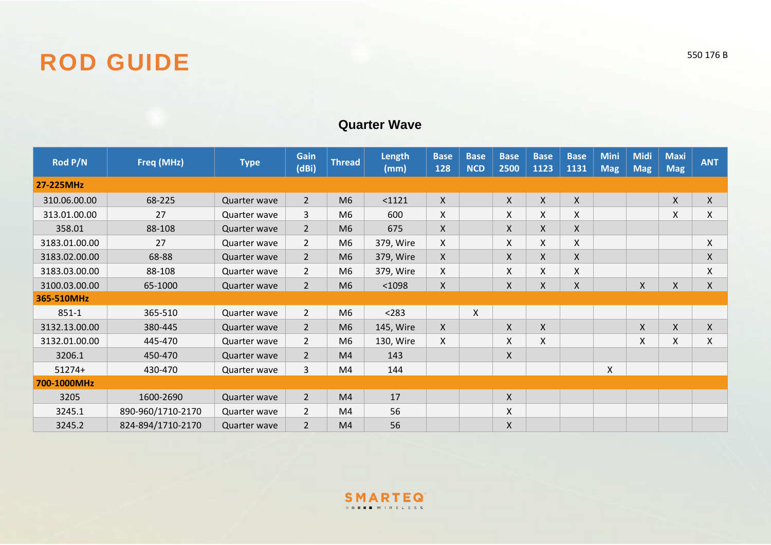# ROD GUIDE

550 176 B

## Quarter Wave

| Rod P/N | Freq (MHz) | Type | Gain (dBi) | Thread | Length (mm) | Base 128 | Base NCD | Base 2500 | Base 1123 | Base 1131 | Mini Mag | Midi Mag | Maxi Mag | ANT |
|---|---|---|---|---|---|---|---|---|---|---|---|---|---|---|
| **27-225MHz** | | | | | | | | | | | | | | |
| 310.06.00.00 | 68-225 | Quarter wave | 2 | M6 | <1121 | X | | X | X | X | | | X | X |
| 313.01.00.00 | 27 | Quarter wave | 3 | M6 | 600 | X | | X | X | X | | | X | X |
| 358.01 | 88-108 | Quarter wave | 2 | M6 | 675 | X | | X | X | X | | | | |
| 3183.01.00.00 | 27 | Quarter wave | 2 | M6 | 379, Wire | X | | X | X | X | | | | X |
| 3183.02.00.00 | 68-88 | Quarter wave | 2 | M6 | 379, Wire | X | | X | X | X | | | | X |
| 3183.03.00.00 | 88-108 | Quarter wave | 2 | M6 | 379, Wire | X | | X | X | X | | | | X |
| 3100.03.00.00 | 65-1000 | Quarter wave | 2 | M6 | <1098 | X | | X | X | X | | X | X | X |
| **365-510MHz** | | | | | | | | | | | | | | |
| 851-1 | 365-510 | Quarter wave | 2 | M6 | <283 | | X | | | | | | | |
| 3132.13.00.00 | 380-445 | Quarter wave | 2 | M6 | 145, Wire | X | | X | X | | | X | X | X |
| 3132.01.00.00 | 445-470 | Quarter wave | 2 | M6 | 130, Wire | X | | X | X | | | X | X | X |
| 3206.1 | 450-470 | Quarter wave | 2 | M4 | 143 | | | X | | | | | | |
| 51274+ | 430-470 | Quarter wave | 3 | M4 | 144 | | | | | | X | | | |
| **700-1000MHz** | | | | | | | | | | | | | | |
| 3205 | 1600-2690 | Quarter wave | 2 | M4 | 17 | | | X | | | | | | |
| 3245.1 | 890-960/1710-2170 | Quarter wave | 2 | M4 | 56 | | | X | | | | | | |
| 3245.2 | 824-894/1710-2170 | Quarter wave | 2 | M4 | 56 | | | X | | | | | | |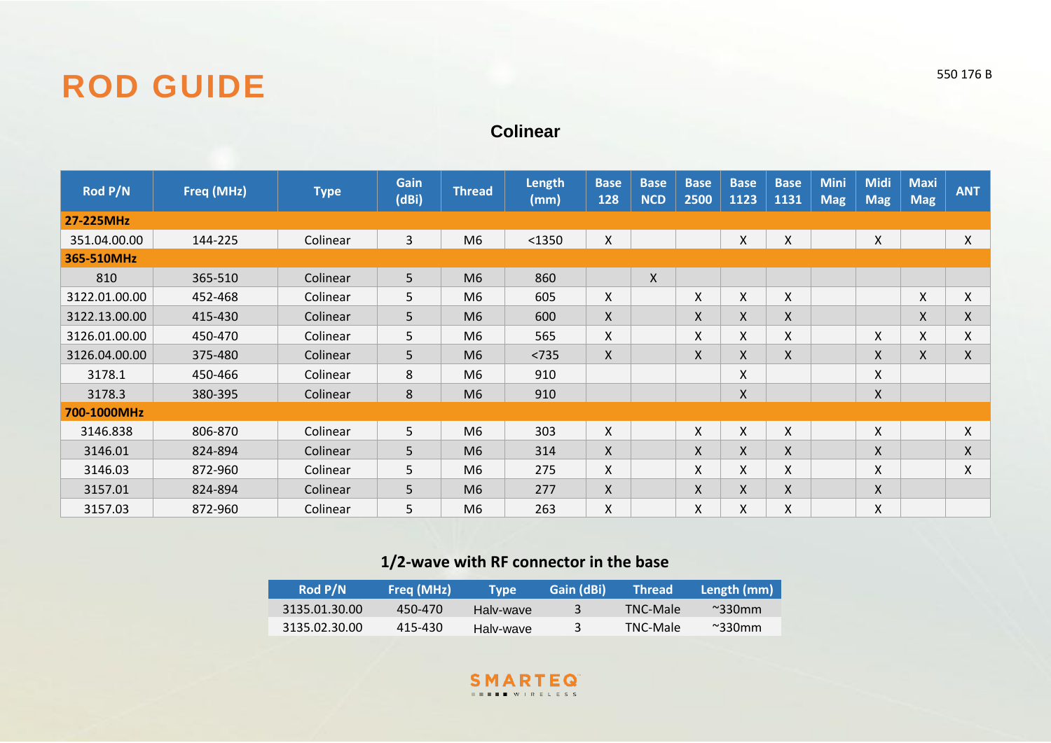# ROD GUIDE

550 176 B

## Colinear

| Rod P/N | Freq (MHz) | Type | Gain (dBi) | Thread | Length (mm) | Base 128 | Base NCD | Base 2500 | Base 1123 | Base 1131 | Mini Mag | Midi Mag | Maxi Mag | ANT |
|---|---|---|---|---|---|---|---|---|---|---|---|---|---|---|
| **27-225MHz** | | | | | | | | | | | | | | |
| 351.04.00.00 | 144-225 | Colinear | 3 | M6 | <1350 | X | | | X | X | | X | | X |
| **365-510MHz** | | | | | | | | | | | | | | |
| 810 | 365-510 | Colinear | 5 | M6 | 860 | | X | | | | | | | |
| 3122.01.00.00 | 452-468 | Colinear | 5 | M6 | 605 | X | | X | X | X | | | X | X |
| 3122.13.00.00 | 415-430 | Colinear | 5 | M6 | 600 | X | | X | X | X | | | X | X |
| 3126.01.00.00 | 450-470 | Colinear | 5 | M6 | 565 | X | | X | X | X | | X | X | X |
| 3126.04.00.00 | 375-480 | Colinear | 5 | M6 | <735 | X | | X | X | X | | X | X | X |
| 3178.1 | 450-466 | Colinear | 8 | M6 | 910 | | | | X | | | X | | |
| 3178.3 | 380-395 | Colinear | 8 | M6 | 910 | | | | X | | | X | | |
| **700-1000MHz** | | | | | | | | | | | | | | |
| 3146.838 | 806-870 | Colinear | 5 | M6 | 303 | X | | X | X | X | | X | | X |
| 3146.01 | 824-894 | Colinear | 5 | M6 | 314 | X | | X | X | X | | X | | X |
| 3146.03 | 872-960 | Colinear | 5 | M6 | 275 | X | | X | X | X | | X | | X |
| 3157.01 | 824-894 | Colinear | 5 | M6 | 277 | X | | X | X | X | | X | | |
| 3157.03 | 872-960 | Colinear | 5 | M6 | 263 | X | | X | X | X | | X | | |

## 1/2-wave with RF connector in the base

| Rod P/N | Freq (MHz) | Type | Gain (dBi) | Thread | Length (mm) |
|---|---|---|---|---|---|
| 3135.01.30.00 | 450-470 | Halv-wave | 3 | TNC-Male | ~330mm |
| 3135.02.30.00 | 415-430 | Halv-wave | 3 | TNC-Male | ~330mm |

SMARTEQ WIRELESS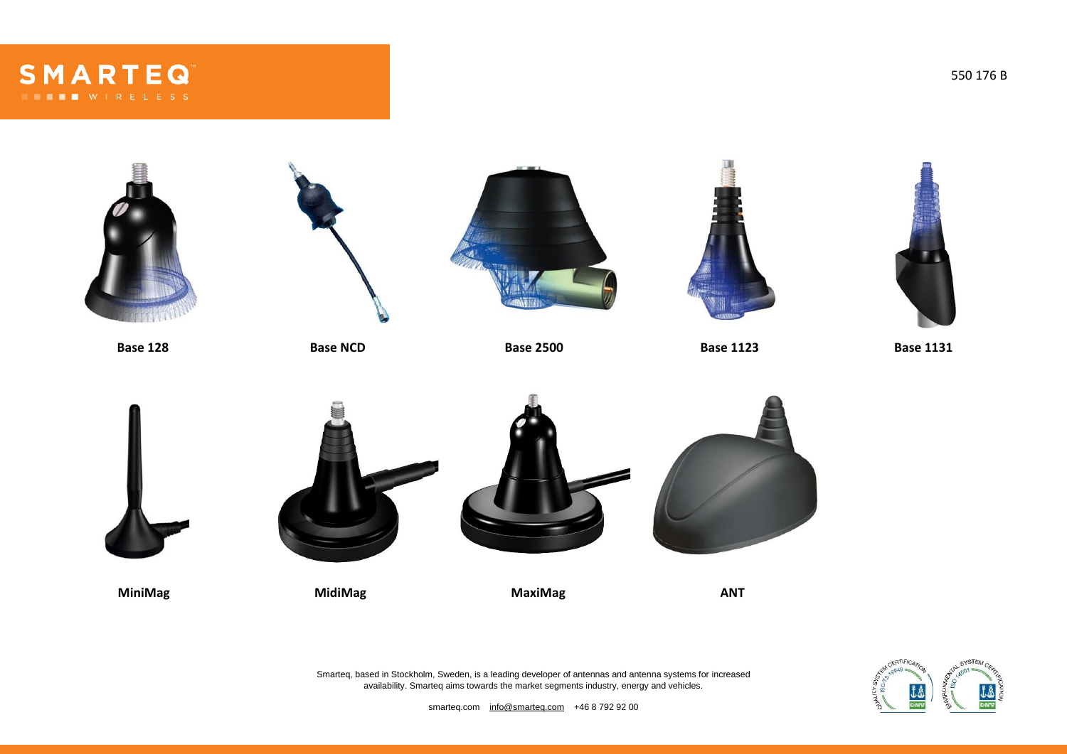550 176 B

**Base 128**

**Base NCD**

**Base 2500**

**Base 1123**

**Base 1131**

**MiniMag**

**MidiMag**

**MaxiMag**

**ANT**

Smarteq, based in Stockholm, Sweden, is a leading developer of antennas and antenna systems for increased availability. Smarteq aims towards the market segments industry, energy and vehicles.

smarteq.com info@smarteq.com +46 8 792 92 00